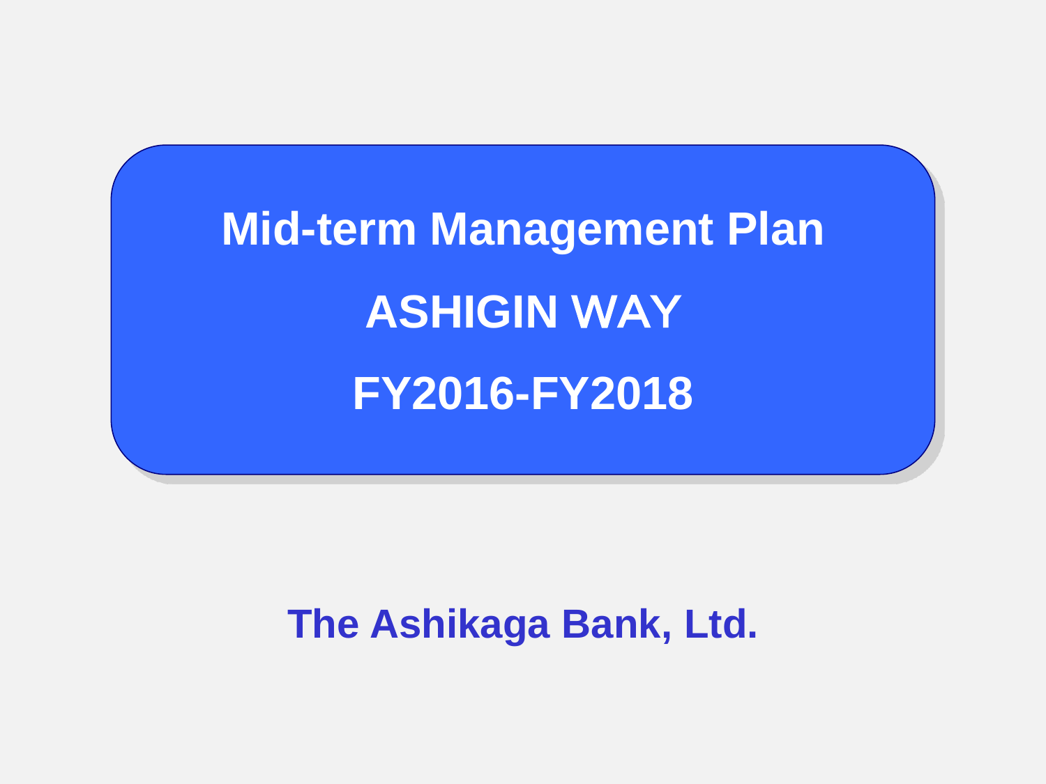# Mid-term Management Plan

# ASHIGIN WAY

# FY2016-FY2018

**The Ashikaga Bank, Ltd.**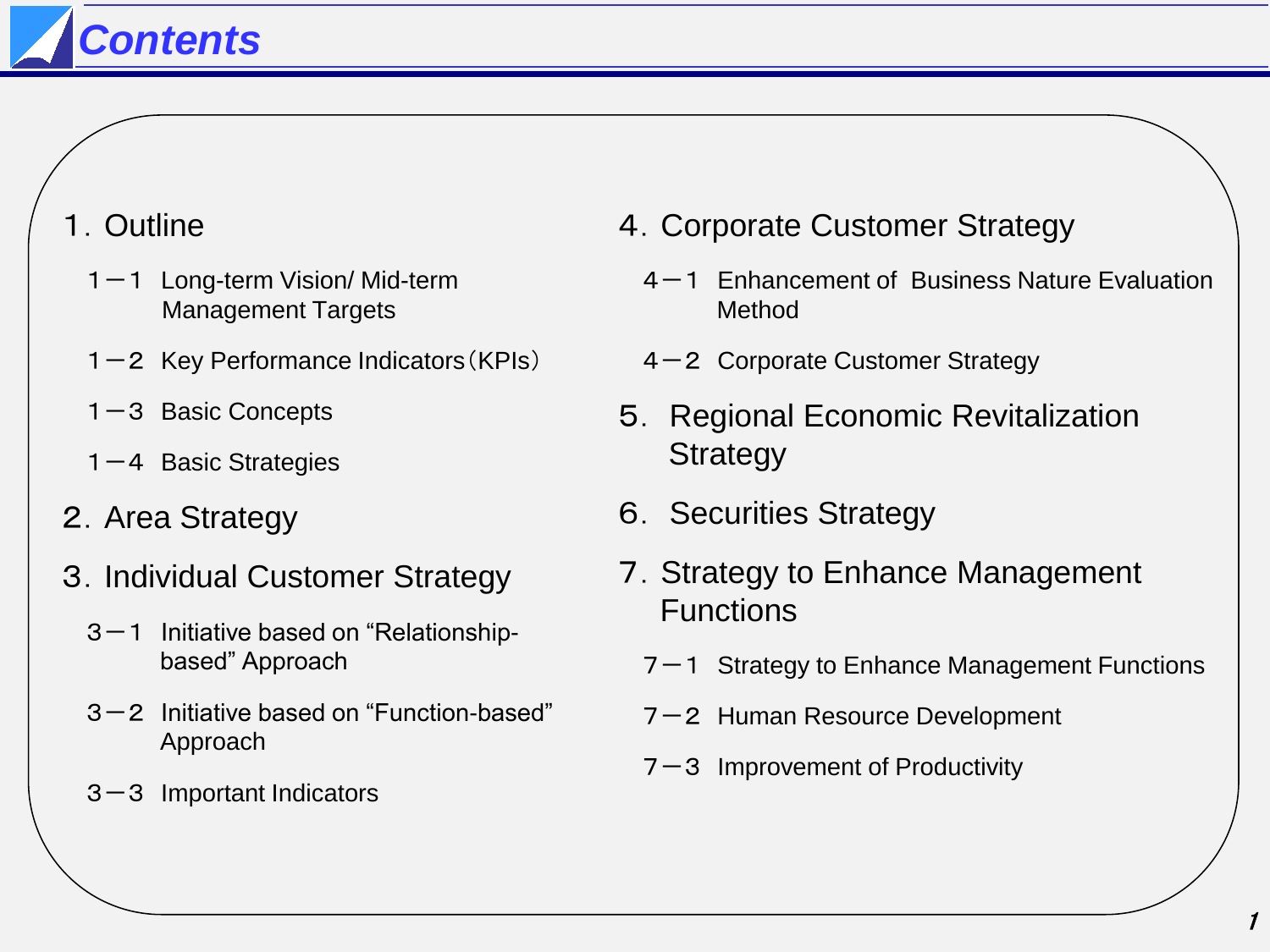# Contents

1. Outline
   - 1－1 Long-term Vision/ Mid-term Management Targets
   - 1－2 Key Performance Indicators（KPIs）
   - 1－3 Basic Concepts
   - 1－4 Basic Strategies
2. Area Strategy
3. Individual Customer Strategy
   - 3－1 Initiative based on “Relationship-based” Approach
   - 3－2 Initiative based on “Function-based” Approach
   - 3－3 Important Indicators
4. Corporate Customer Strategy
   - 4－1 Enhancement of Business Nature Evaluation Method
   - 4－2 Corporate Customer Strategy
5. Regional Economic Revitalization Strategy
6. Securities Strategy
7. Strategy to Enhance Management Functions
   - 7－1 Strategy to Enhance Management Functions
   - 7－2 Human Resource Development
   - 7－3 Improvement of Productivity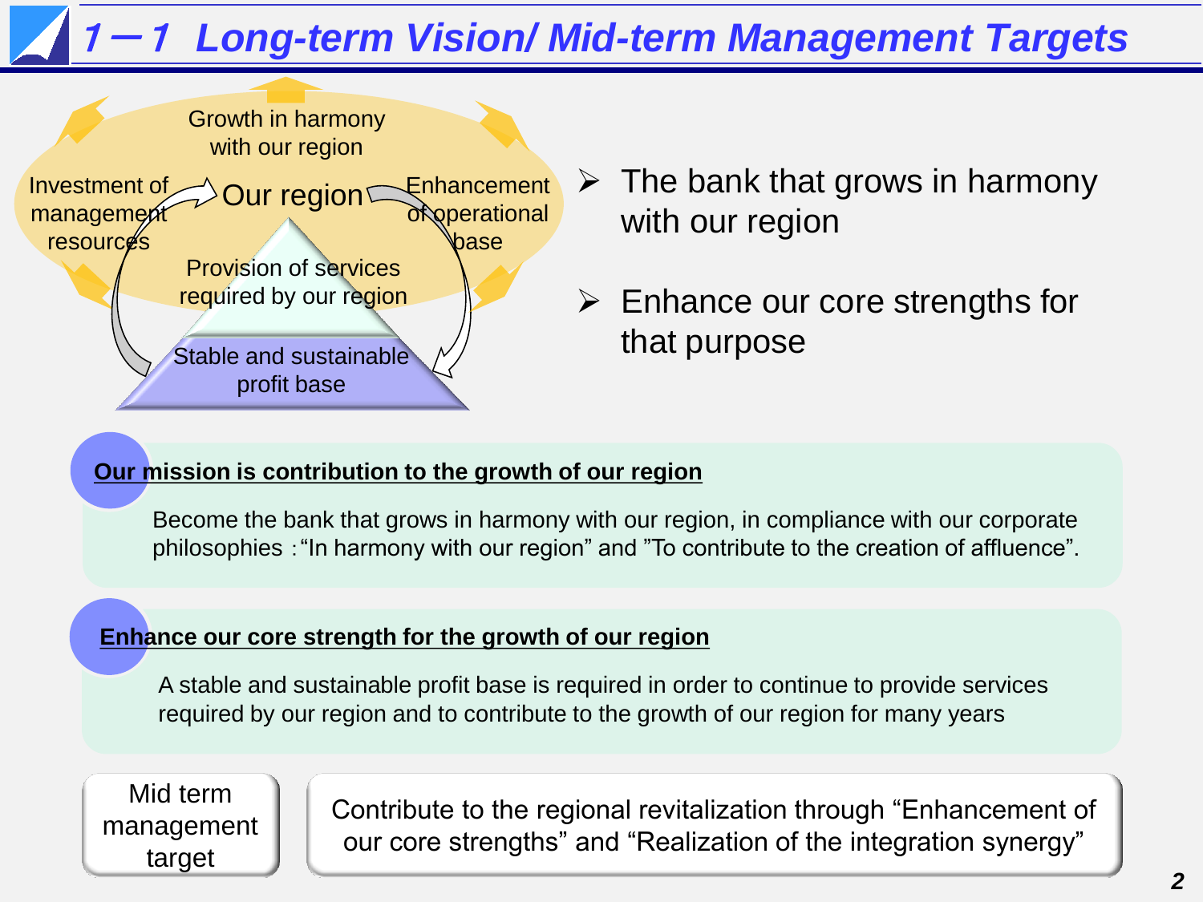# 1－1 Long-term Vision/ Mid-term Management Targets

Growth in harmony with our region

Investment of management resources

Our region

Enhancement of operational base

Provision of services required by our region

Stable and sustainable profit base

- The bank that grows in harmony with our region
- Enhance our core strengths for that purpose

**Our mission is contribution to the growth of our region**

Become the bank that grows in harmony with our region, in compliance with our corporate philosophies :"In harmony with our region" and "To contribute to the creation of affluence".

**Enhance our core strength for the growth of our region**

A stable and sustainable profit base is required in order to continue to provide services required by our region and to contribute to the growth of our region for many years

| Mid term management target | Contribute to the regional revitalization through "Enhancement of our core strengths" and "Realization of the integration synergy" |
|---|---|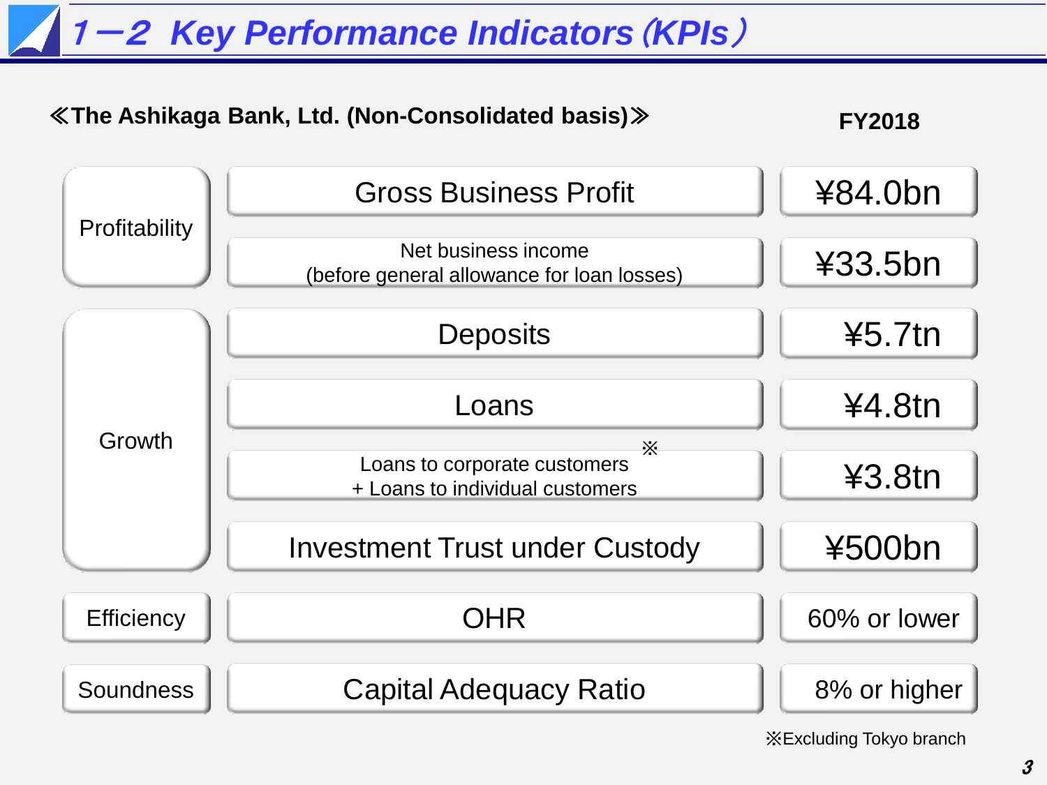# 1－2 Key Performance Indicators (KPIs)

**≪The Ashikaga Bank, Ltd. (Non-Consolidated basis)≫**

| | | FY2018 |
|---|---|---|
| Profitability | Gross Business Profit | ¥84.0bn |
| | Net business income (before general allowance for loan losses) | ¥33.5bn |
| Growth | Deposits | ¥5.7tn |
| | Loans | ¥4.8tn |
| | Loans to corporate customers + Loans to individual customers ※ | ¥3.8tn |
| | Investment Trust under Custody | ¥500bn |
| Efficiency | OHR | 60% or lower |
| Soundness | Capital Adequacy Ratio | 8% or higher |

※Excluding Tokyo branch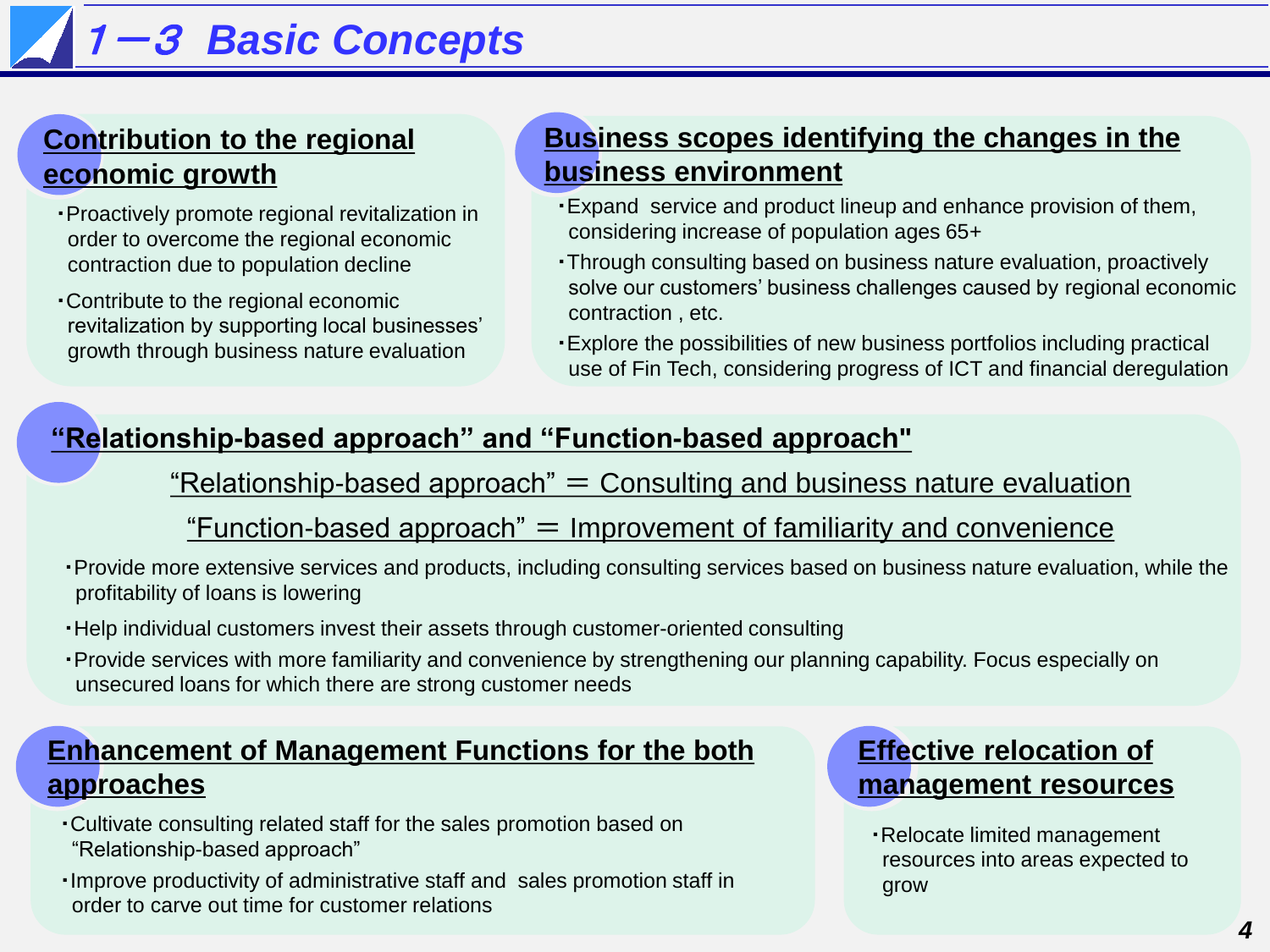# 1－3 Basic Concepts

## Contribution to the regional economic growth

- Proactively promote regional revitalization in order to overcome the regional economic contraction due to population decline
- Contribute to the regional economic revitalization by supporting local businesses' growth through business nature evaluation

## Business scopes identifying the changes in the business environment

- Expand service and product lineup and enhance provision of them, considering increase of population ages 65+
- Through consulting based on business nature evaluation, proactively solve our customers' business challenges caused by regional economic contraction , etc.
- Explore the possibilities of new business portfolios including practical use of Fin Tech, considering progress of ICT and financial deregulation

## "Relationship-based approach" and "Function-based approach"

"Relationship-based approach" ＝ Consulting and business nature evaluation

"Function-based approach" ＝ Improvement of familiarity and convenience

- Provide more extensive services and products, including consulting services based on business nature evaluation, while the profitability of loans is lowering
- Help individual customers invest their assets through customer-oriented consulting
- Provide services with more familiarity and convenience by strengthening our planning capability. Focus especially on unsecured loans for which there are strong customer needs

## Enhancement of Management Functions for the both approaches

- Cultivate consulting related staff for the sales promotion based on "Relationship-based approach"
- Improve productivity of administrative staff and sales promotion staff in order to carve out time for customer relations

## Effective relocation of management resources

- Relocate limited management resources into areas expected to grow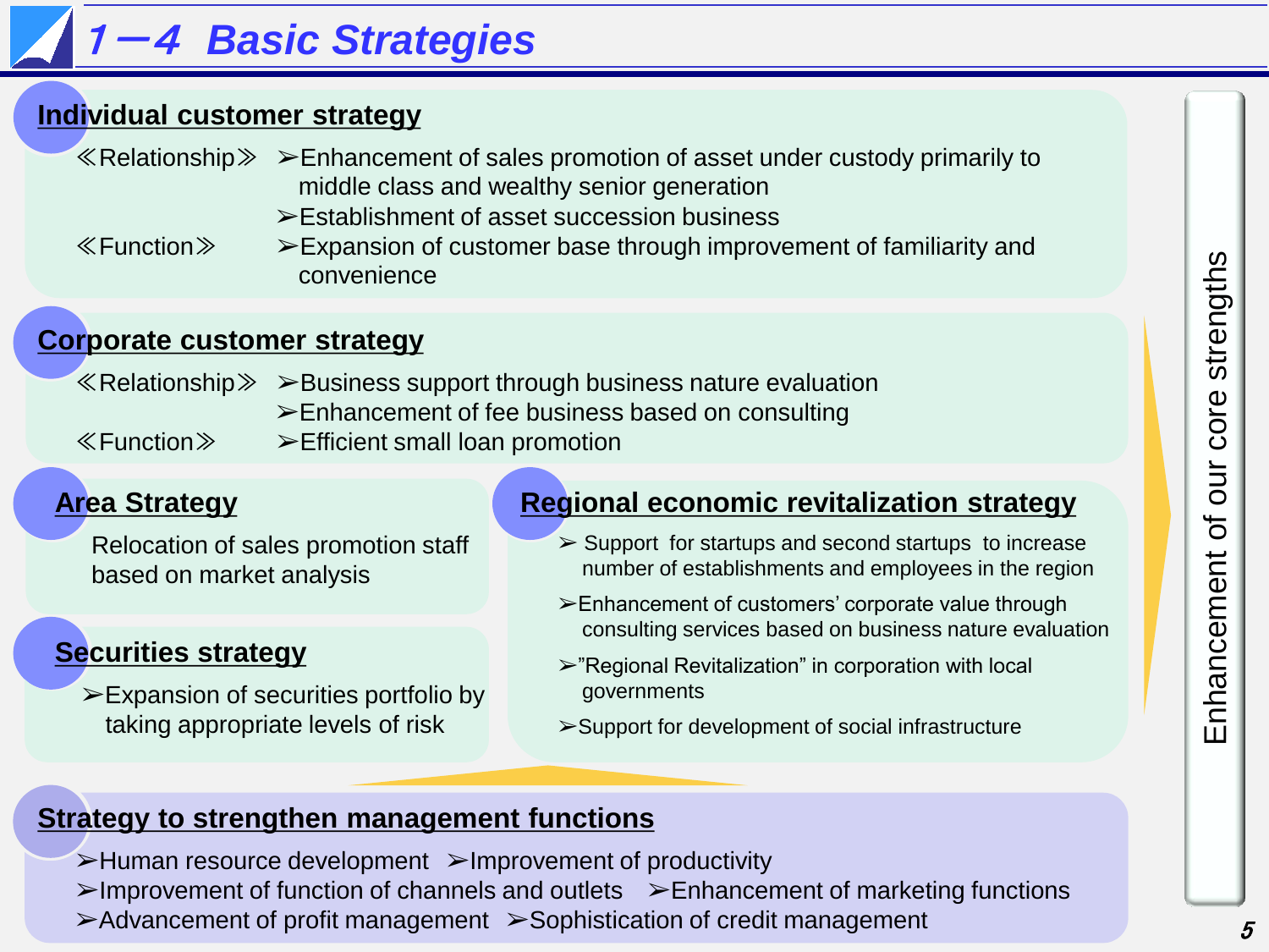# 1－4 Basic Strategies

## Individual customer strategy

≪Relationship≫
- Enhancement of sales promotion of asset under custody primarily to middle class and wealthy senior generation
- Establishment of asset succession business

≪Function≫
- Expansion of customer base through improvement of familiarity and convenience

## Corporate customer strategy

≪Relationship≫
- Business support through business nature evaluation
- Enhancement of fee business based on consulting

≪Function≫
- Efficient small loan promotion

## Area Strategy

Relocation of sales promotion staff based on market analysis

## Securities strategy

- Expansion of securities portfolio by taking appropriate levels of risk

## Regional economic revitalization strategy

- Support for startups and second startups to increase number of establishments and employees in the region
- Enhancement of customers' corporate value through consulting services based on business nature evaluation
- "Regional Revitalization" in corporation with local governments
- Support for development of social infrastructure

## Strategy to strengthen management functions

- Human resource development
- Improvement of productivity
- Improvement of function of channels and outlets
- Enhancement of marketing functions
- Advancement of profit management
- Sophistication of credit management

Enhancement of our core strengths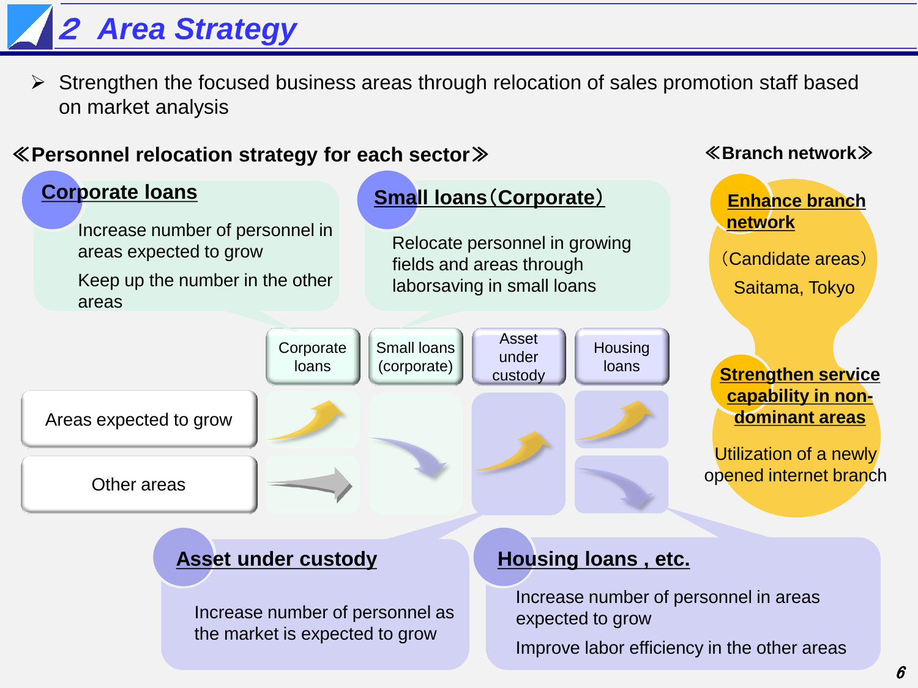# 2 Area Strategy

- Strengthen the focused business areas through relocation of sales promotion staff based on market analysis

## ≪Personnel relocation strategy for each sector≫

### Corporate loans

Increase number of personnel in areas expected to grow

Keep up the number in the other areas

### Small loans（Corporate）

Relocate personnel in growing fields and areas through laborsaving in small loans

| | Corporate loans | Small loans (corporate) | Asset under custody | Housing loans |
|---|---|---|---|---|
| Areas expected to grow | ↗ | ↘ | ↗ | ↗ |
| Other areas | → | | | ↘ |

### Asset under custody

Increase number of personnel as the market is expected to grow

### Housing loans , etc.

Increase number of personnel in areas expected to grow

Improve labor efficiency in the other areas

## ≪Branch network≫

### Enhance branch network

（Candidate areas）

Saitama, Tokyo

### Strengthen service capability in non-dominant areas

Utilization of a newly opened internet branch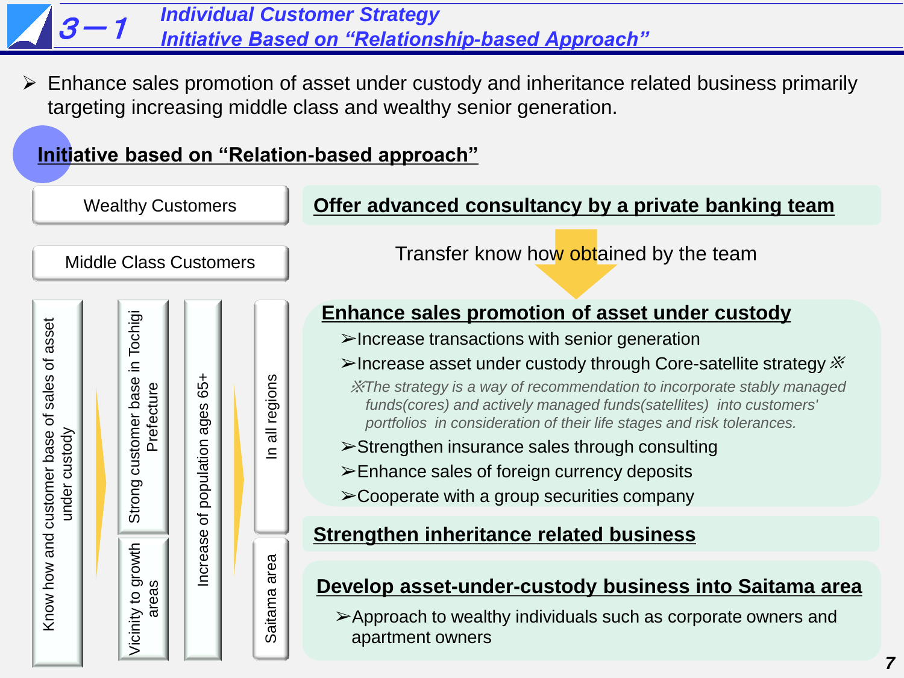# 3－1 Individual Customer Strategy
## Initiative Based on "Relationship-based Approach"

➢ Enhance sales promotion of asset under custody and inheritance related business primarily targeting increasing middle class and wealthy senior generation.

### Initiative based on "Relation-based approach"

Wealthy Customers

Middle Class Customers

Know how and customer base of sales of asset under custody

Strong customer base in Tochigi Prefecture

Vicinity to growth areas

Increase of population ages 65+

In all regions

Saitama area

**Offer advanced consultancy by a private banking team**

Transfer know how obtained by the team

**Enhance sales promotion of asset under custody**

- ➢Increase transactions with senior generation
- ➢Increase asset under custody through Core-satellite strategy ※

*※The strategy is a way of recommendation to incorporate stably managed funds(cores) and actively managed funds(satellites) into customers' portfolios in consideration of their life stages and risk tolerances.*

- ➢Strengthen insurance sales through consulting
- ➢Enhance sales of foreign currency deposits
- ➢Cooperate with a group securities company

**Strengthen inheritance related business**

**Develop asset-under-custody business into Saitama area**

- ➢Approach to wealthy individuals such as corporate owners and apartment owners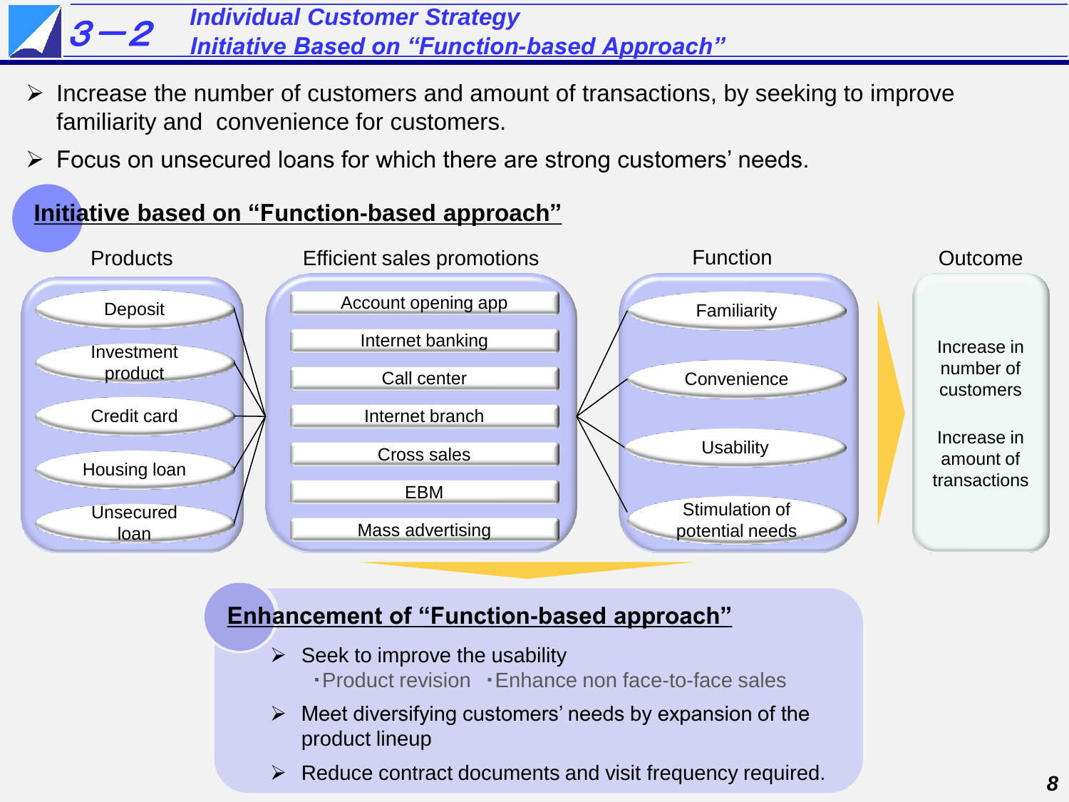# 3－2 Individual Customer Strategy
## Initiative Based on "Function-based Approach"

- Increase the number of customers and amount of transactions, by seeking to improve familiarity and convenience for customers.
- Focus on unsecured loans for which there are strong customers' needs.

### Initiative based on "Function-based approach"

| Products | Efficient sales promotions | Function | Outcome |
|---|---|---|---|
| Deposit | Account opening app | Familiarity | Increase in number of customers |
| Investment product | Internet banking | Convenience | Increase in amount of transactions |
| Credit card | Call center | Usability | |
| Housing loan | Internet branch | Stimulation of potential needs | |
| Unsecured loan | Cross sales | | |
| | EBM | | |
| | Mass advertising | | |

### Enhancement of "Function-based approach"

- Seek to improve the usability
  - ･Product revision ･Enhance non face-to-face sales
- Meet diversifying customers' needs by expansion of the product lineup
- Reduce contract documents and visit frequency required.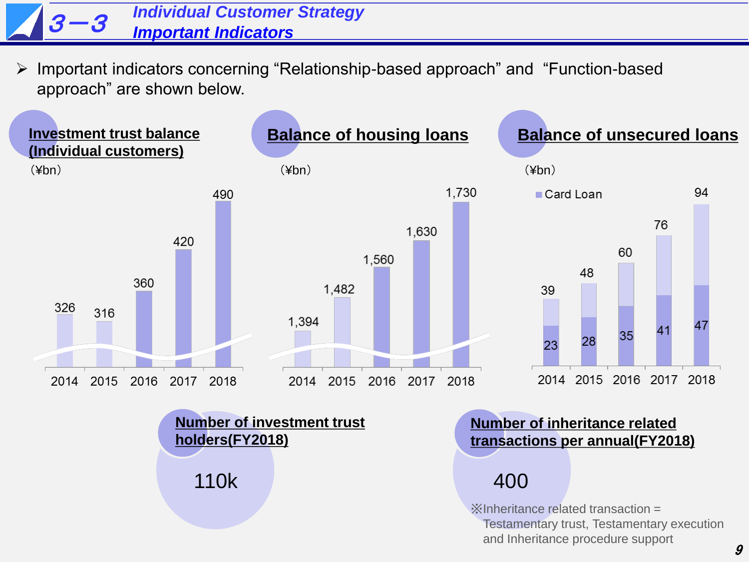# 3－3 Individual Customer Strategy Important Indicators

➢ Important indicators concerning "Relationship-based approach" and "Function-based approach" are shown below.

## Investment trust balance (Individual customers)

(¥bn)

| 2014 | 2015 | 2016 | 2017 | 2018 |
|---|---|---|---|---|
| 326 | 316 | 360 | 420 | 490 |

## Balance of housing loans

(¥bn)

| 2014 | 2015 | 2016 | 2017 | 2018 |
|---|---|---|---|---|
| 1,394 | 1,482 | 1,560 | 1,630 | 1,730 |

## Balance of unsecured loans

(¥bn)

| | 2014 | 2015 | 2016 | 2017 | 2018 |
|---|---|---|---|---|---|
| Total | 39 | 48 | 60 | 76 | 94 |
| Card Loan | 23 | 28 | 35 | 41 | 47 |

## Number of investment trust holders(FY2018)

110k

## Number of inheritance related transactions per annual(FY2018)

400

※Inheritance related transaction = Testamentary trust, Testamentary execution and Inheritance procedure support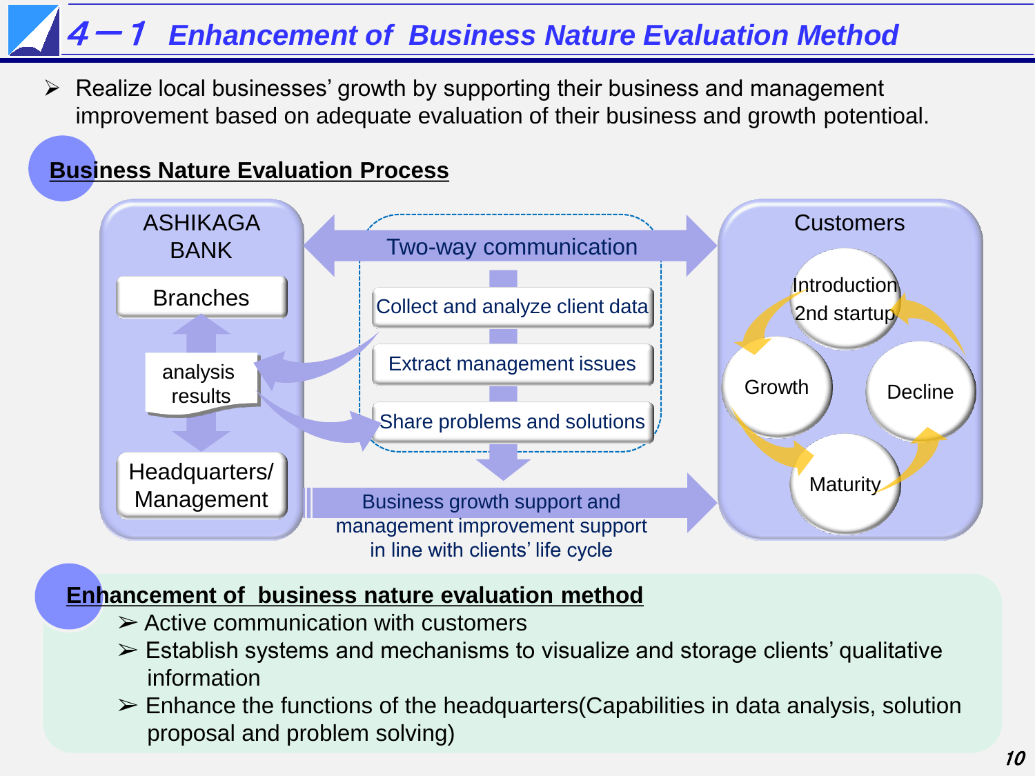# 4－1 Enhancement of Business Nature Evaluation Method

- Realize local businesses' growth by supporting their business and management improvement based on adequate evaluation of their business and growth potentioal.

## Business Nature Evaluation Process

ASHIKAGA BANK

- Branches
- analysis results
- Headquarters/ Management

Two-way communication

- Collect and analyze client data
- Extract management issues
- Share problems and solutions

Business growth support and management improvement support in line with clients' life cycle

Customers

- Introduction 2nd startup
- Growth
- Maturity
- Decline

## Enhancement of business nature evaluation method

- Active communication with customers
- Establish systems and mechanisms to visualize and storage clients' qualitative information
- Enhance the functions of the headquarters(Capabilities in data analysis, solution proposal and problem solving)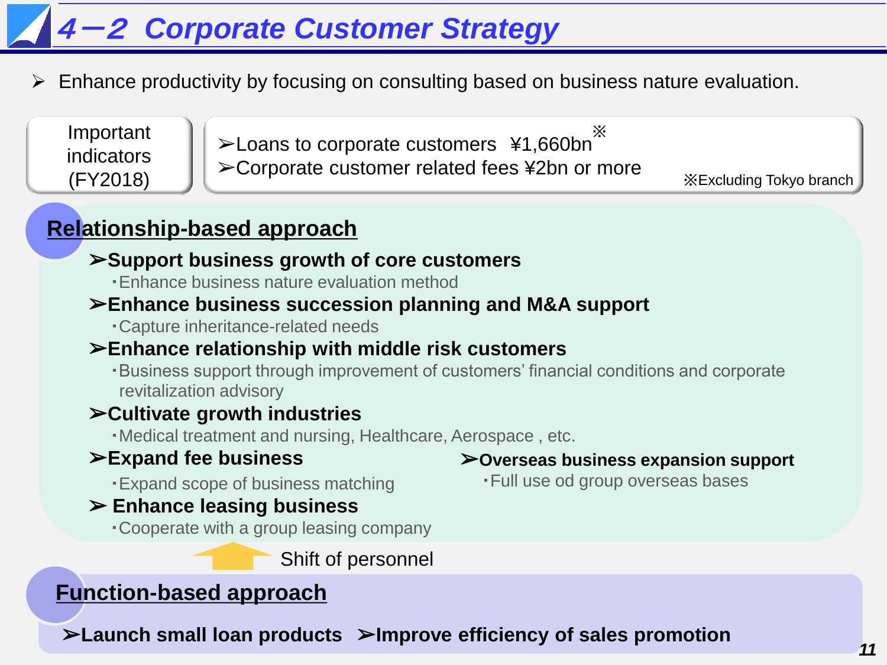# 4－2 Corporate Customer Strategy

- Enhance productivity by focusing on consulting based on business nature evaluation.

| Important indicators (FY2018) | ➢Loans to corporate customers ¥1,660bn※<br>➢Corporate customer related fees ¥2bn or more<br>※Excluding Tokyo branch |
|---|---|

## Relationship-based approach

➢**Support business growth of core customers**
- Enhance business nature evaluation method

➢**Enhance business succession planning and M&A support**
- Capture inheritance-related needs

➢**Enhance relationship with middle risk customers**
- Business support through improvement of customers' financial conditions and corporate revitalization advisory

➢**Cultivate growth industries**
- Medical treatment and nursing, Healthcare, Aerospace , etc.

➢**Expand fee business**
- Expand scope of business matching

➢**Overseas business expansion support**
- Full use od group overseas bases

➢ **Enhance leasing business**
- Cooperate with a group leasing company

Shift of personnel

## Function-based approach

➢**Launch small loan products** ➢**Improve efficiency of sales promotion**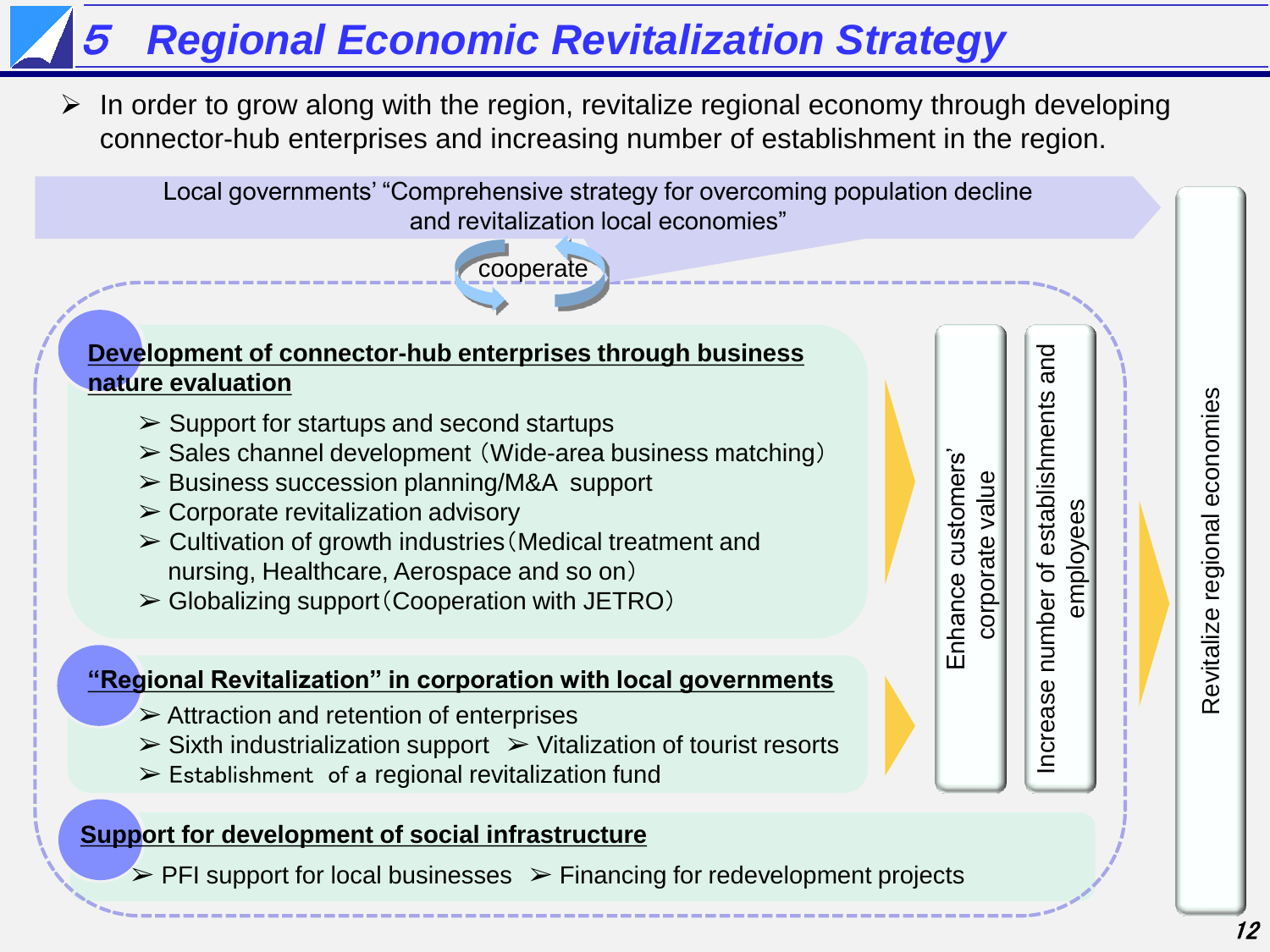# 5 Regional Economic Revitalization Strategy

- In order to grow along with the region, revitalize regional economy through developing connector-hub enterprises and increasing number of establishment in the region.

Local governments' "Comprehensive strategy for overcoming population decline and revitalization local economies"

cooperate

**Development of connector-hub enterprises through business nature evaluation**

- Support for startups and second startups
- Sales channel development（Wide-area business matching）
- Business succession planning/M&A support
- Corporate revitalization advisory
- Cultivation of growth industries（Medical treatment and nursing, Healthcare, Aerospace and so on）
- Globalizing support（Cooperation with JETRO）

**"Regional Revitalization" in corporation with local governments**

- Attraction and retention of enterprises
- Sixth industrialization support
- Vitalization of tourist resorts
- Establishment of a regional revitalization fund

**Support for development of social infrastructure**

- PFI support for local businesses
- Financing for redevelopment projects

Enhance customers' corporate value

Increase number of establishments and employees

Revitalize regional economies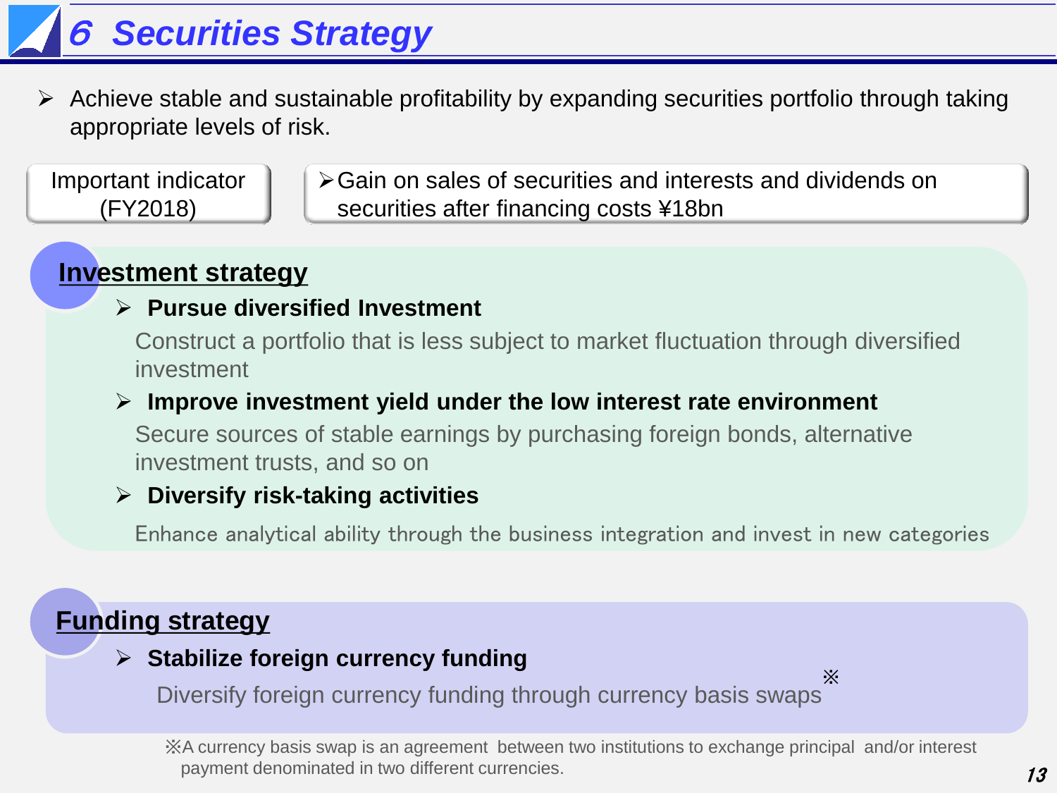# 6 Securities Strategy

- Achieve stable and sustainable profitability by expanding securities portfolio through taking appropriate levels of risk.

| Important indicator (FY2018) | Gain on sales of securities and interests and dividends on securities after financing costs ¥18bn |
|---|---|

## Investment strategy

- **Pursue diversified Investment**

  Construct a portfolio that is less subject to market fluctuation through diversified investment

- **Improve investment yield under the low interest rate environment**

  Secure sources of stable earnings by purchasing foreign bonds, alternative investment trusts, and so on

- **Diversify risk-taking activities**

  Enhance analytical ability through the business integration and invest in new categories

## Funding strategy

- **Stabilize foreign currency funding**

  Diversify foreign currency funding through currency basis swaps※

※A currency basis swap is an agreement between two institutions to exchange principal and/or interest payment denominated in two different currencies.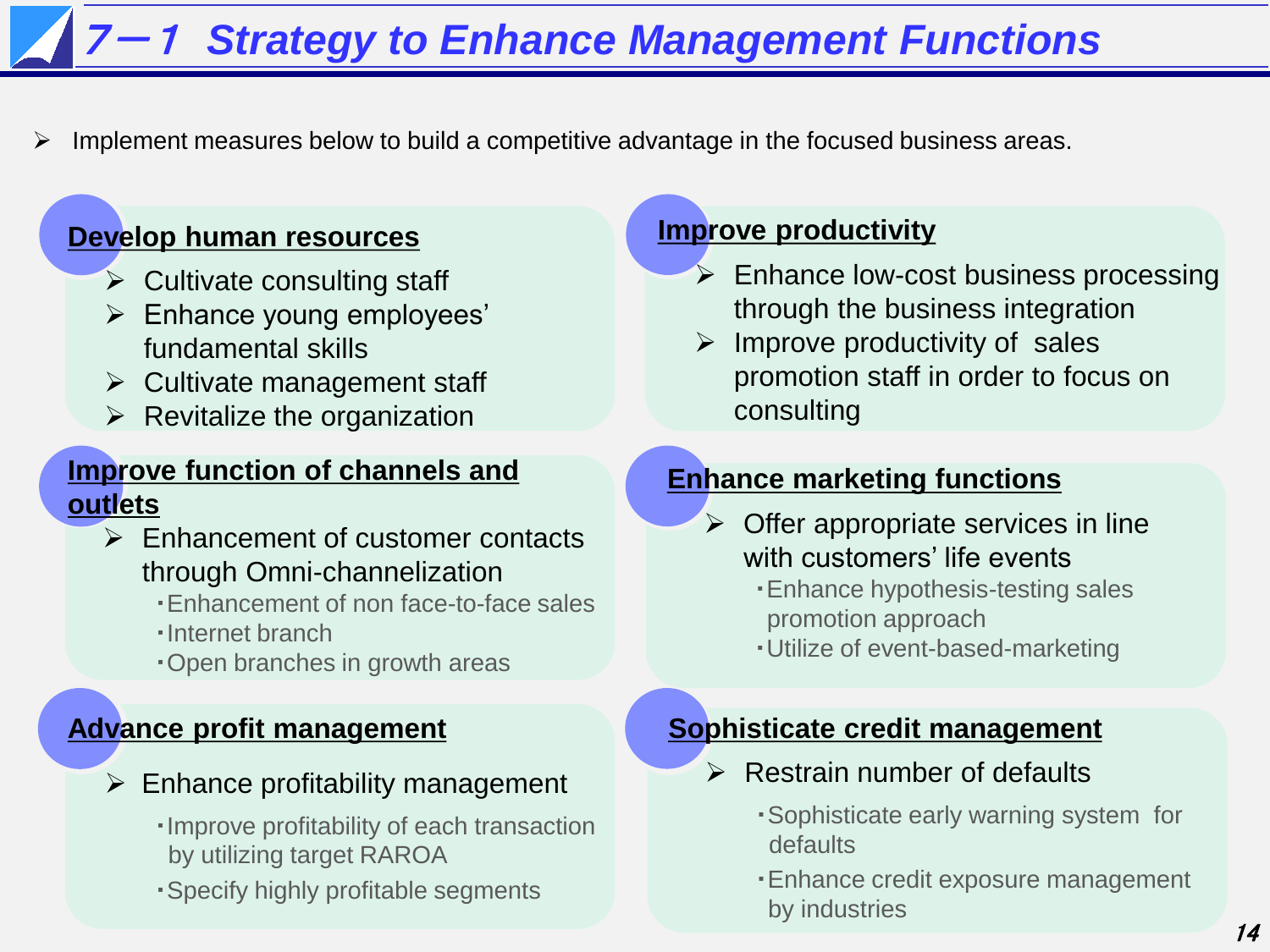# 7－1 Strategy to Enhance Management Functions

- Implement measures below to build a competitive advantage in the focused business areas.

## Develop human resources

- Cultivate consulting staff
- Enhance young employees' fundamental skills
- Cultivate management staff
- Revitalize the organization

## Improve productivity

- Enhance low-cost business processing through the business integration
- Improve productivity of sales promotion staff in order to focus on consulting

## Improve function of channels and outlets

- Enhancement of customer contacts through Omni-channelization
  - ･Enhancement of non face-to-face sales
  - ･Internet branch
  - ･Open branches in growth areas

## Enhance marketing functions

- Offer appropriate services in line with customers' life events
  - ･Enhance hypothesis-testing sales promotion approach
  - ･Utilize of event-based-marketing

## Advance profit management

- Enhance profitability management
  - ･Improve profitability of each transaction by utilizing target RAROA
  - ･Specify highly profitable segments

## Sophisticate credit management

- Restrain number of defaults
  - ･Sophisticate early warning system for defaults
  - ･Enhance credit exposure management by industries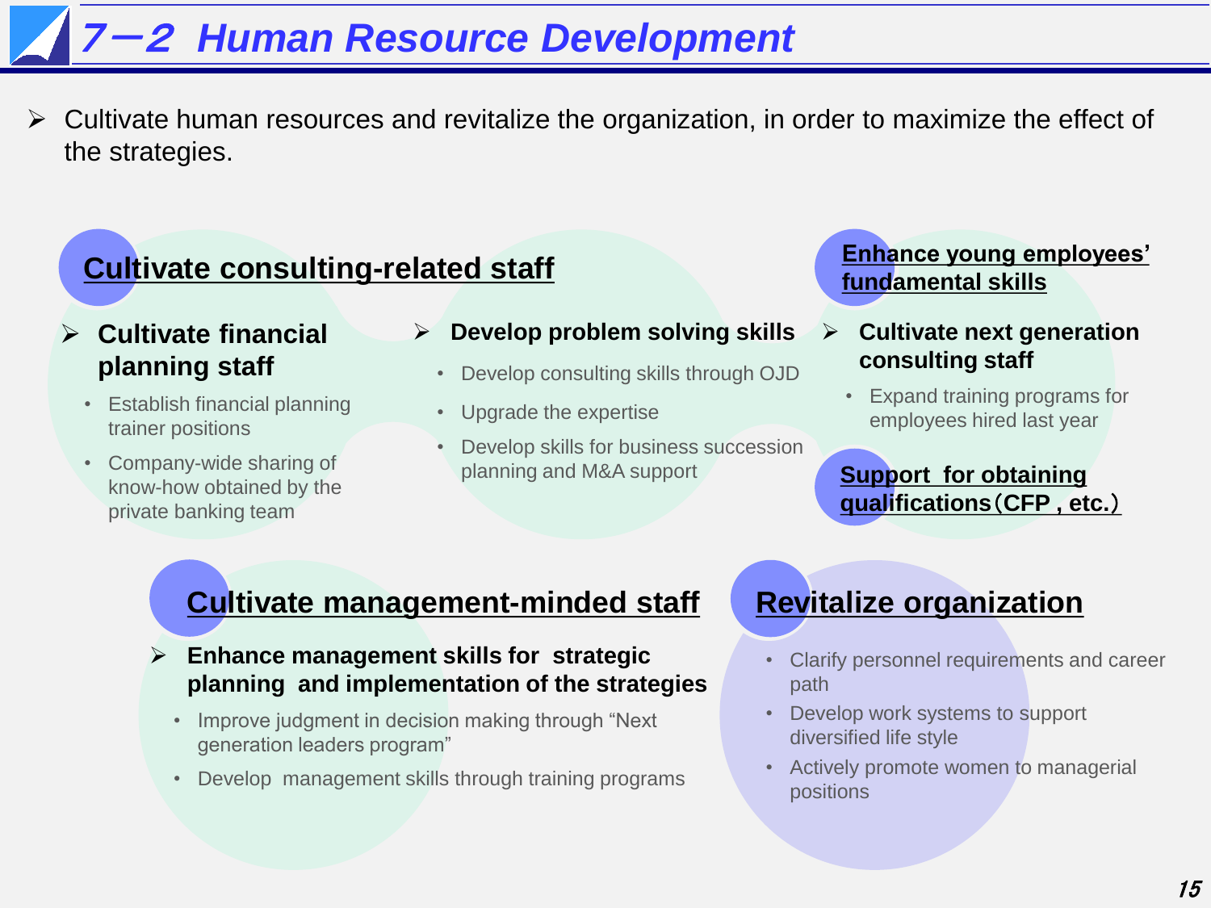# 7－2 Human Resource Development

- Cultivate human resources and revitalize the organization, in order to maximize the effect of the strategies.

## Cultivate consulting-related staff

- **Cultivate financial planning staff**
  - Establish financial planning trainer positions
  - Company-wide sharing of know-how obtained by the private banking team
- **Develop problem solving skills**
  - Develop consulting skills through OJD
  - Upgrade the expertise
  - Develop skills for business succession planning and M&A support

## Enhance young employees' fundamental skills

- **Cultivate next generation consulting staff**
  - Expand training programs for employees hired last year

## Support for obtaining qualifications（CFP , etc.）

## Cultivate management-minded staff

- **Enhance management skills for strategic planning and implementation of the strategies**
  - Improve judgment in decision making through "Next generation leaders program"
  - Develop management skills through training programs

## Revitalize organization

- Clarify personnel requirements and career path
- Develop work systems to support diversified life style
- Actively promote women to managerial positions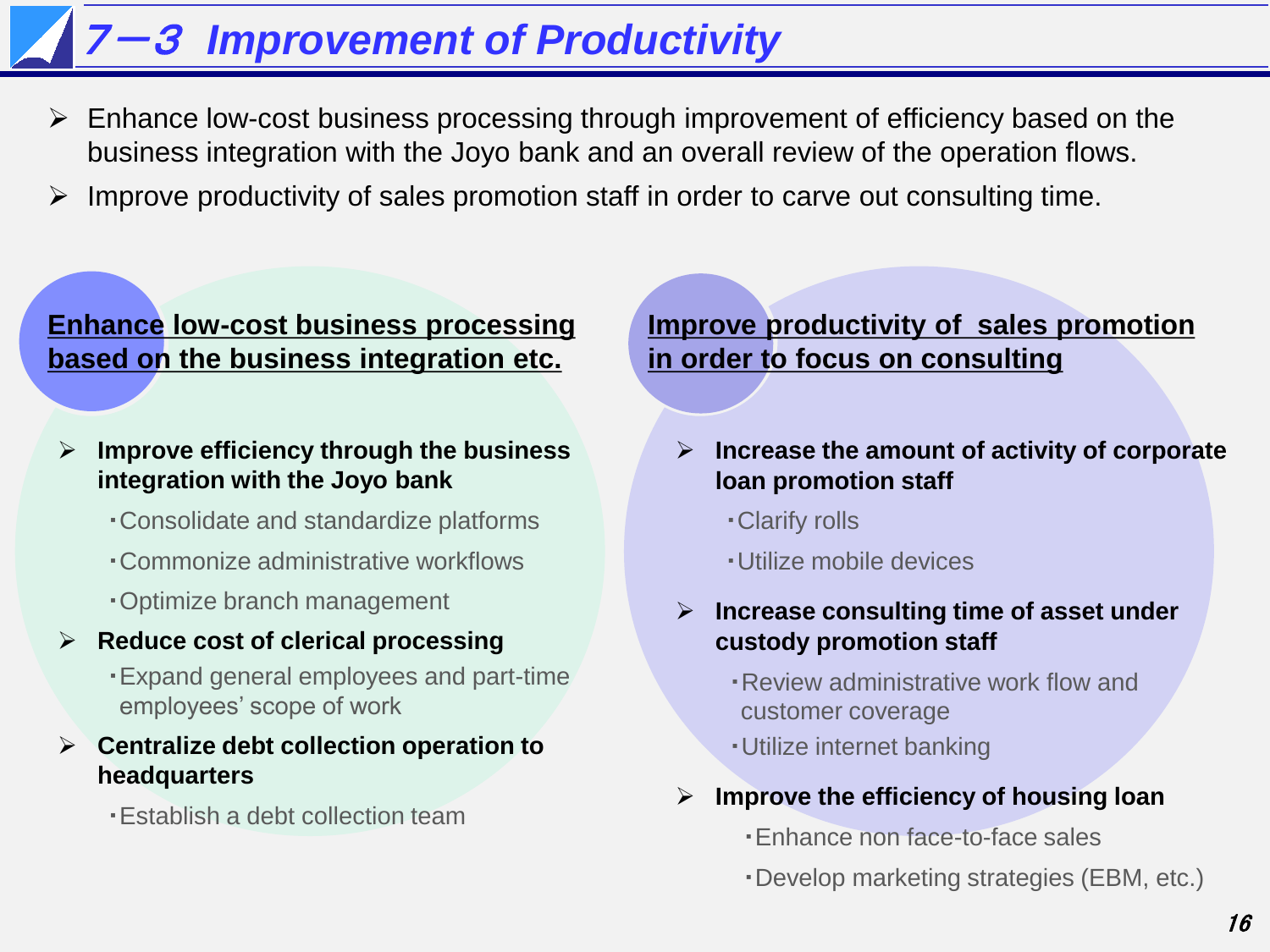# 7－3 Improvement of Productivity

- Enhance low-cost business processing through improvement of efficiency based on the business integration with the Joyo bank and an overall review of the operation flows.
- Improve productivity of sales promotion staff in order to carve out consulting time.

## Enhance low-cost business processing based on the business integration etc.

- **Improve efficiency through the business integration with the Joyo bank**
  - ･Consolidate and standardize platforms
  - ･Commonize administrative workflows
  - ･Optimize branch management
- **Reduce cost of clerical processing**
  - ･Expand general employees and part-time employees' scope of work
- **Centralize debt collection operation to headquarters**
  - ･Establish a debt collection team

## Improve productivity of sales promotion in order to focus on consulting

- **Increase the amount of activity of corporate loan promotion staff**
  - ･Clarify rolls
  - ･Utilize mobile devices
- **Increase consulting time of asset under custody promotion staff**
  - ･Review administrative work flow and customer coverage
  - ･Utilize internet banking
- **Improve the efficiency of housing loan**
  - ･Enhance non face-to-face sales
  - ･Develop marketing strategies (EBM, etc.)